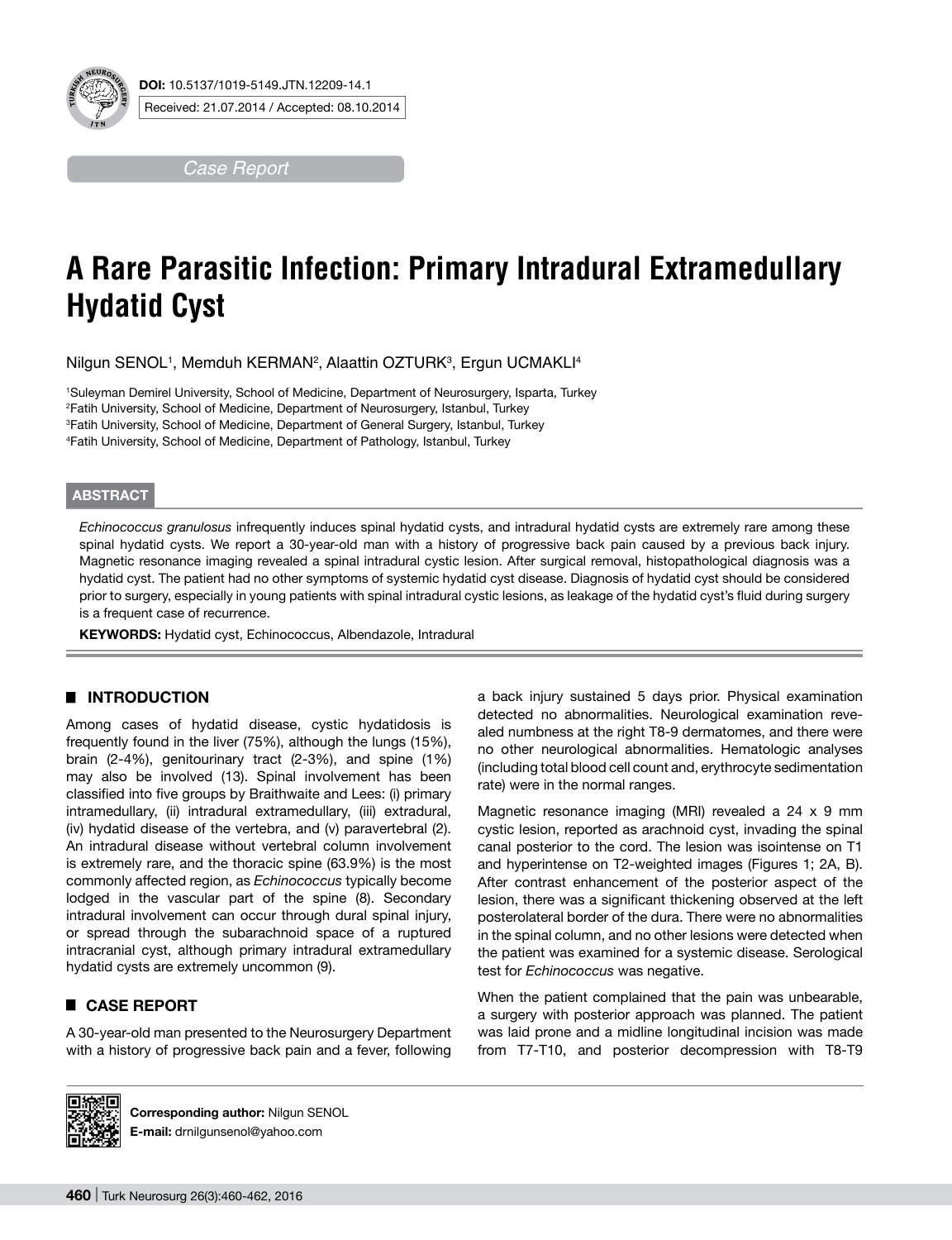DOI: 10.5137/1019-5149.JTN.12209-14.1

Received: 21.07.2014 / Accepted: 08.10.2014

*Case Report*

# A Rare Parasitic Infection: Primary Intradural Extramedullary Hydatid Cyst

Nilgun SENOL[1], Memduh KERMAN[2], Alaattin OZTURK[3], Ergun UCMAKLI[4]

[1]Suleyman Demirel University, School of Medicine, Department of Neurosurgery, Isparta, Turkey
[2]Fatih University, School of Medicine, Department of Neurosurgery, Istanbul, Turkey
[3]Fatih University, School of Medicine, Department of General Surgery, Istanbul, Turkey
[4]Fatih University, School of Medicine, Department of Pathology, Istanbul, Turkey

## ABSTRACT

*Echinococcus granulosus* infrequently induces spinal hydatid cysts, and intradural hydatid cysts are extremely rare among these spinal hydatid cysts. We report a 30-year-old man with a history of progressive back pain caused by a previous back injury. Magnetic resonance imaging revealed a spinal intradural cystic lesion. After surgical removal, histopathological diagnosis was a hydatid cyst. The patient had no other symptoms of systemic hydatid cyst disease. Diagnosis of hydatid cyst should be considered prior to surgery, especially in young patients with spinal intradural cystic lesions, as leakage of the hydatid cyst's fluid during surgery is a frequent case of recurrence.

**KEYWORDS:** Hydatid cyst, Echinococcus, Albendazole, Intradural

## INTRODUCTION

Among cases of hydatid disease, cystic hydatidosis is frequently found in the liver (75%), although the lungs (15%), brain (2-4%), genitourinary tract (2-3%), and spine (1%) may also be involved (13). Spinal involvement has been classified into five groups by Braithwaite and Lees: (i) primary intramedullary, (ii) intradural extramedullary, (iii) extradural, (iv) hydatid disease of the vertebra, and (v) paravertebral (2). An intradural disease without vertebral column involvement is extremely rare, and the thoracic spine (63.9%) is the most commonly affected region, as *Echinococcus* typically become lodged in the vascular part of the spine (8). Secondary intradural involvement can occur through dural spinal injury, or spread through the subarachnoid space of a ruptured intracranial cyst, although primary intradural extramedullary hydatid cysts are extremely uncommon (9).

## CASE REPORT

A 30-year-old man presented to the Neurosurgery Department with a history of progressive back pain and a fever, following a back injury sustained 5 days prior. Physical examination detected no abnormalities. Neurological examination revealed numbness at the right T8-9 dermatomes, and there were no other neurological abnormalities. Hematologic analyses (including total blood cell count and, erythrocyte sedimentation rate) were in the normal ranges.

Magnetic resonance imaging (MRI) revealed a 24 x 9 mm cystic lesion, reported as arachnoid cyst, invading the spinal canal posterior to the cord. The lesion was isointense on T1 and hyperintense on T2-weighted images (Figures 1; 2A, B). After contrast enhancement of the posterior aspect of the lesion, there was a significant thickening observed at the left posterolateral border of the dura. There were no abnormalities in the spinal column, and no other lesions were detected when the patient was examined for a systemic disease. Serological test for *Echinococcus* was negative.

When the patient complained that the pain was unbearable, a surgery with posterior approach was planned. The patient was laid prone and a midline longitudinal incision was made from T7-T10, and posterior decompression with T8-T9

**Corresponding author:** Nilgun SENOL
**E-mail:** drnilgunsenol@yahoo.com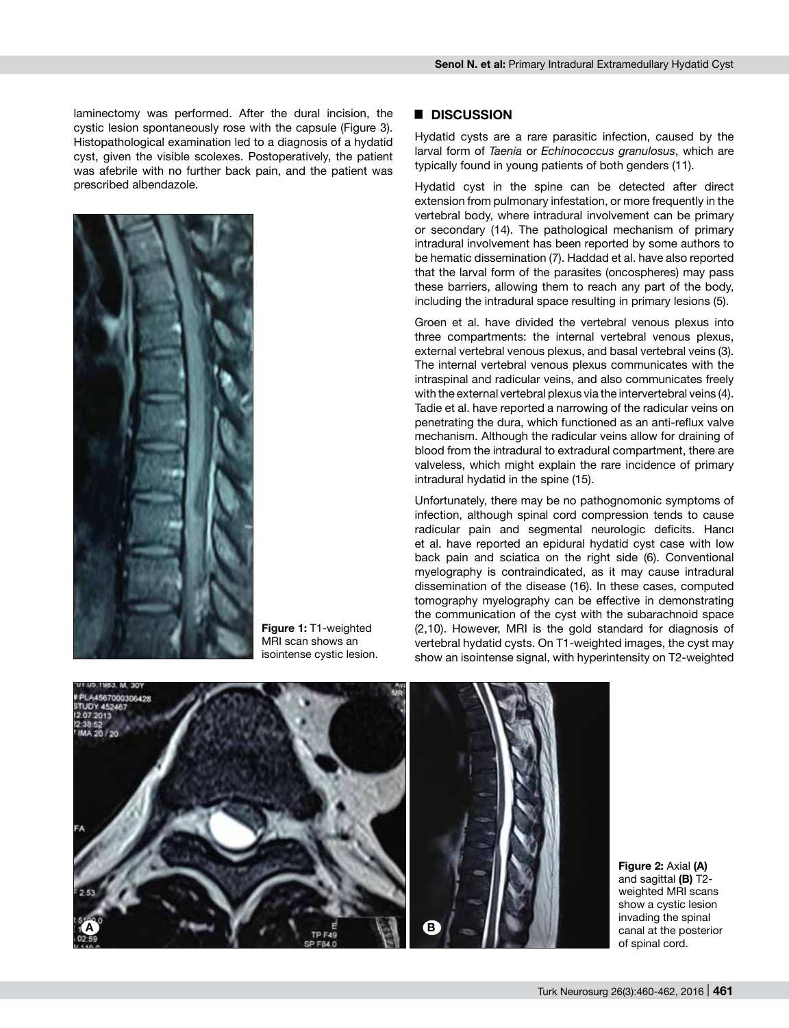laminectomy was performed. After the dural incision, the cystic lesion spontaneously rose with the capsule (Figure 3). Histopathological examination led to a diagnosis of a hydatid cyst, given the visible scolexes. Postoperatively, the patient was afebrile with no further back pain, and the patient was prescribed albendazole.

**Figure 1:** T1-weighted MRI scan shows an isointense cystic lesion.

## DISCUSSION

Hydatid cysts are a rare parasitic infection, caused by the larval form of *Taenia* or *Echinococcus granulosus*, which are typically found in young patients of both genders (11).

Hydatid cyst in the spine can be detected after direct extension from pulmonary infestation, or more frequently in the vertebral body, where intradural involvement can be primary or secondary (14). The pathological mechanism of primary intradural involvement has been reported by some authors to be hematic dissemination (7). Haddad et al. have also reported that the larval form of the parasites (oncospheres) may pass these barriers, allowing them to reach any part of the body, including the intradural space resulting in primary lesions (5).

Groen et al. have divided the vertebral venous plexus into three compartments: the internal vertebral venous plexus, external vertebral venous plexus, and basal vertebral veins (3). The internal vertebral venous plexus communicates with the intraspinal and radicular veins, and also communicates freely with the external vertebral plexus via the intervertebral veins (4). Tadie et al. have reported a narrowing of the radicular veins on penetrating the dura, which functioned as an anti-reflux valve mechanism. Although the radicular veins allow for draining of blood from the intradural to extradural compartment, there are valveless, which might explain the rare incidence of primary intradural hydatid in the spine (15).

Unfortunately, there may be no pathognomonic symptoms of infection, although spinal cord compression tends to cause radicular pain and segmental neurologic deficits. Hancı et al. have reported an epidural hydatid cyst case with low back pain and sciatica on the right side (6). Conventional myelography is contraindicated, as it may cause intradural dissemination of the disease (16). In these cases, computed tomography myelography can be effective in demonstrating the communication of the cyst with the subarachnoid space (2,10). However, MRI is the gold standard for diagnosis of vertebral hydatid cysts. On T1-weighted images, the cyst may show an isointense signal, with hyperintensity on T2-weighted

**Figure 2:** Axial **(A)** and sagittal **(B)** T2-weighted MRI scans show a cystic lesion invading the spinal canal at the posterior of spinal cord.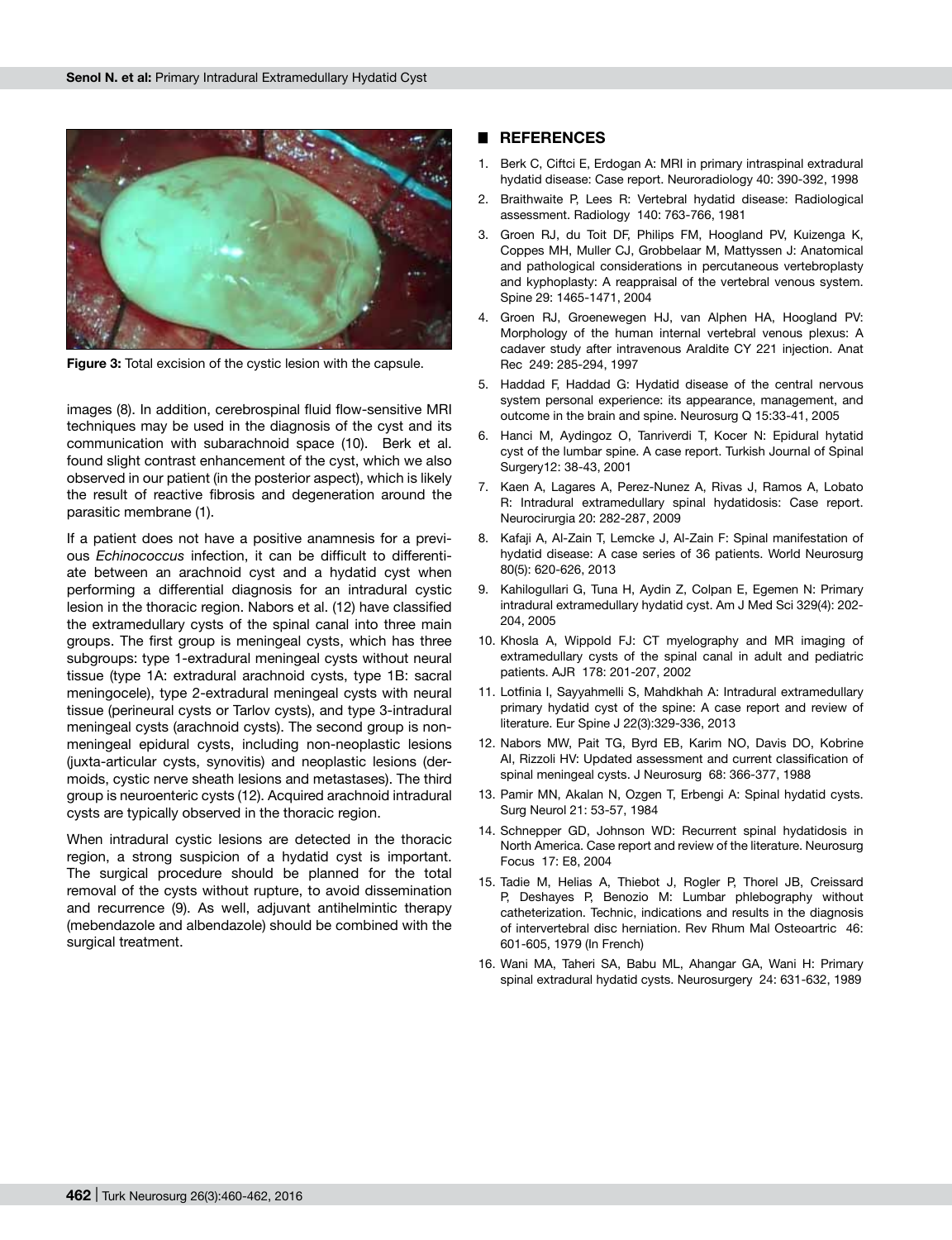Figure 3: Total excision of the cystic lesion with the capsule.

images (8). In addition, cerebrospinal fluid flow-sensitive MRI techniques may be used in the diagnosis of the cyst and its communication with subarachnoid space (10). Berk et al. found slight contrast enhancement of the cyst, which we also observed in our patient (in the posterior aspect), which is likely the result of reactive fibrosis and degeneration around the parasitic membrane (1).

If a patient does not have a positive anamnesis for a previous *Echinococcus* infection, it can be difficult to differentiate between an arachnoid cyst and a hydatid cyst when performing a differential diagnosis for an intradural cystic lesion in the thoracic region. Nabors et al. (12) have classified the extramedullary cysts of the spinal canal into three main groups. The first group is meningeal cysts, which has three subgroups: type 1-extradural meningeal cysts without neural tissue (type 1A: extradural arachnoid cysts, type 1B: sacral meningocele), type 2-extradural meningeal cysts with neural tissue (perineural cysts or Tarlov cysts), and type 3-intradural meningeal cysts (arachnoid cysts). The second group is non-meningeal epidural cysts, including non-neoplastic lesions (juxta-articular cysts, synovitis) and neoplastic lesions (dermoids, cystic nerve sheath lesions and metastases). The third group is neuroenteric cysts (12). Acquired arachnoid intradural cysts are typically observed in the thoracic region.

When intradural cystic lesions are detected in the thoracic region, a strong suspicion of a hydatid cyst is important. The surgical procedure should be planned for the total removal of the cysts without rupture, to avoid dissemination and recurrence (9). As well, adjuvant antihelmintic therapy (mebendazole and albendazole) should be combined with the surgical treatment.

## REFERENCES

1. Berk C, Ciftci E, Erdogan A: MRI in primary intraspinal extradural hydatid disease: Case report. Neuroradiology 40: 390-392, 1998
2. Braithwaite P, Lees R: Vertebral hydatid disease: Radiological assessment. Radiology 140: 763-766, 1981
3. Groen RJ, du Toit DF, Philips FM, Hoogland PV, Kuizenga K, Coppes MH, Muller CJ, Grobbelaar M, Mattyssen J: Anatomical and pathological considerations in percutaneous vertebroplasty and kyphoplasty: A reappraisal of the vertebral venous system. Spine 29: 1465-1471, 2004
4. Groen RJ, Groenewegen HJ, van Alphen HA, Hoogland PV: Morphology of the human internal vertebral venous plexus: A cadaver study after intravenous Araldite CY 221 injection. Anat Rec 249: 285-294, 1997
5. Haddad F, Haddad G: Hydatid disease of the central nervous system personal experience: its appearance, management, and outcome in the brain and spine. Neurosurg Q 15:33-41, 2005
6. Hanci M, Aydingoz O, Tanriverdi T, Kocer N: Epidural hytatid cyst of the lumbar spine. A case report. Turkish Journal of Spinal Surgery12: 38-43, 2001
7. Kaen A, Lagares A, Perez-Nunez A, Rivas J, Ramos A, Lobato R: Intradural extramedullary spinal hydatidosis: Case report. Neurocirurgia 20: 282-287, 2009
8. Kafaji A, Al-Zain T, Lemcke J, Al-Zain F: Spinal manifestation of hydatid disease: A case series of 36 patients. World Neurosurg 80(5): 620-626, 2013
9. Kahilogullari G, Tuna H, Aydin Z, Colpan E, Egemen N: Primary intradural extramedullary hydatid cyst. Am J Med Sci 329(4): 202-204, 2005
10. Khosla A, Wippold FJ: CT myelography and MR imaging of extramedullary cysts of the spinal canal in adult and pediatric patients. AJR 178: 201-207, 2002
11. Lotfinia I, Sayyahmelli S, Mahdkhah A: Intradural extramedullary primary hydatid cyst of the spine: A case report and review of literature. Eur Spine J 22(3):329-336, 2013
12. Nabors MW, Pait TG, Byrd EB, Karim NO, Davis DO, Kobrine AI, Rizzoli HV: Updated assessment and current classification of spinal meningeal cysts. J Neurosurg 68: 366-377, 1988
13. Pamir MN, Akalan N, Ozgen T, Erbengi A: Spinal hydatid cysts. Surg Neurol 21: 53-57, 1984
14. Schnepper GD, Johnson WD: Recurrent spinal hydatidosis in North America. Case report and review of the literature. Neurosurg Focus 17: E8, 2004
15. Tadie M, Helias A, Thiebot J, Rogler P, Thorel JB, Creissard P, Deshayes P, Benozio M: Lumbar phlebography without catheterization. Technic, indications and results in the diagnosis of intervertebral disc herniation. Rev Rhum Mal Osteoartric 46: 601-605, 1979 (In French)
16. Wani MA, Taheri SA, Babu ML, Ahangar GA, Wani H: Primary spinal extradural hydatid cysts. Neurosurgery 24: 631-632, 1989